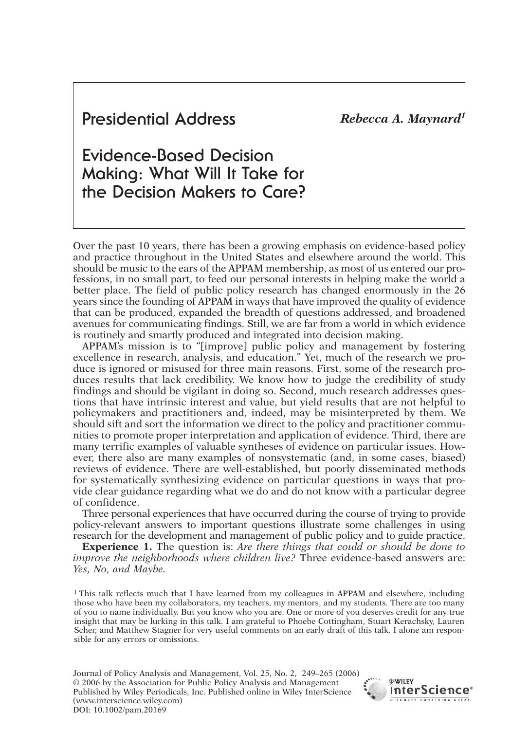# Presidential Address

***Rebecca A. Maynard***[1]

## Evidence-Based Decision Making: What Will It Take for the Decision Makers to Care?

Over the past 10 years, there has been a growing emphasis on evidence-based policy and practice throughout in the United States and elsewhere around the world. This should be music to the ears of the APPAM membership, as most of us entered our professions, in no small part, to feed our personal interests in helping make the world a better place. The field of public policy research has changed enormously in the 26 years since the founding of APPAM in ways that have improved the quality of evidence that can be produced, expanded the breadth of questions addressed, and broadened avenues for communicating findings. Still, we are far from a world in which evidence is routinely and smartly produced and integrated into decision making.

APPAM's mission is to "[improve] public policy and management by fostering excellence in research, analysis, and education." Yet, much of the research we produce is ignored or misused for three main reasons. First, some of the research produces results that lack credibility. We know how to judge the credibility of study findings and should be vigilant in doing so. Second, much research addresses questions that have intrinsic interest and value, but yield results that are not helpful to policymakers and practitioners and, indeed, may be misinterpreted by them. We should sift and sort the information we direct to the policy and practitioner communities to promote proper interpretation and application of evidence. Third, there are many terrific examples of valuable syntheses of evidence on particular issues. However, there also are many examples of nonsystematic (and, in some cases, biased) reviews of evidence. There are well-established, but poorly disseminated methods for systematically synthesizing evidence on particular questions in ways that provide clear guidance regarding what we do and do not know with a particular degree of confidence.

Three personal experiences that have occurred during the course of trying to provide policy-relevant answers to important questions illustrate some challenges in using research for the development and management of public policy and to guide practice.

**Experience 1.** The question is: *Are there things that could or should be done to improve the neighborhoods where children live?* Three evidence-based answers are: *Yes, No, and Maybe.*

[1] This talk reflects much that I have learned from my colleagues in APPAM and elsewhere, including those who have been my collaborators, my teachers, my mentors, and my students. There are too many of you to name individually. But you know who you are. One or more of you deserves credit for any true insight that may be lurking in this talk. I am grateful to Phoebe Cottingham, Stuart Kerachsky, Lauren Scher, and Matthew Stagner for very useful comments on an early draft of this talk. I alone am responsible for any errors or omissions.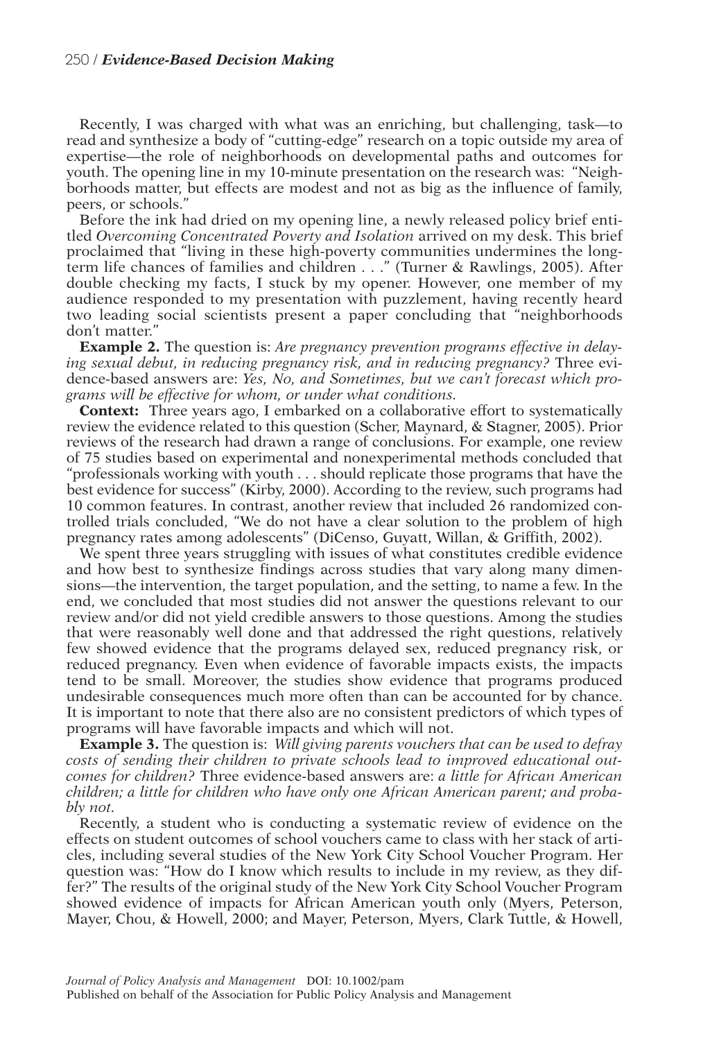Recently, I was charged with what was an enriching, but challenging, task—to read and synthesize a body of "cutting-edge" research on a topic outside my area of expertise—the role of neighborhoods on developmental paths and outcomes for youth. The opening line in my 10-minute presentation on the research was: "Neighborhoods matter, but effects are modest and not as big as the influence of family, peers, or schools."

Before the ink had dried on my opening line, a newly released policy brief entitled *Overcoming Concentrated Poverty and Isolation* arrived on my desk. This brief proclaimed that "living in these high-poverty communities undermines the long-term life chances of families and children . . ." (Turner & Rawlings, 2005). After double checking my facts, I stuck by my opener. However, one member of my audience responded to my presentation with puzzlement, having recently heard two leading social scientists present a paper concluding that "neighborhoods don't matter."

**Example 2.** The question is: *Are pregnancy prevention programs effective in delaying sexual debut, in reducing pregnancy risk, and in reducing pregnancy?* Three evidence-based answers are: *Yes, No, and Sometimes, but we can't forecast which programs will be effective for whom, or under what conditions.*

**Context:** Three years ago, I embarked on a collaborative effort to systematically review the evidence related to this question (Scher, Maynard, & Stagner, 2005). Prior reviews of the research had drawn a range of conclusions. For example, one review of 75 studies based on experimental and nonexperimental methods concluded that "professionals working with youth . . . should replicate those programs that have the best evidence for success" (Kirby, 2000). According to the review, such programs had 10 common features. In contrast, another review that included 26 randomized controlled trials concluded, "We do not have a clear solution to the problem of high pregnancy rates among adolescents" (DiCenso, Guyatt, Willan, & Griffith, 2002).

We spent three years struggling with issues of what constitutes credible evidence and how best to synthesize findings across studies that vary along many dimensions—the intervention, the target population, and the setting, to name a few. In the end, we concluded that most studies did not answer the questions relevant to our review and/or did not yield credible answers to those questions. Among the studies that were reasonably well done and that addressed the right questions, relatively few showed evidence that the programs delayed sex, reduced pregnancy risk, or reduced pregnancy. Even when evidence of favorable impacts exists, the impacts tend to be small. Moreover, the studies show evidence that programs produced undesirable consequences much more often than can be accounted for by chance. It is important to note that there also are no consistent predictors of which types of programs will have favorable impacts and which will not.

**Example 3.** The question is: *Will giving parents vouchers that can be used to defray costs of sending their children to private schools lead to improved educational outcomes for children?* Three evidence-based answers are: *a little for African American children; a little for children who have only one African American parent; and probably not.*

Recently, a student who is conducting a systematic review of evidence on the effects on student outcomes of school vouchers came to class with her stack of articles, including several studies of the New York City School Voucher Program. Her question was: "How do I know which results to include in my review, as they differ?" The results of the original study of the New York City School Voucher Program showed evidence of impacts for African American youth only (Myers, Peterson, Mayer, Chou, & Howell, 2000; and Mayer, Peterson, Myers, Clark Tuttle, & Howell,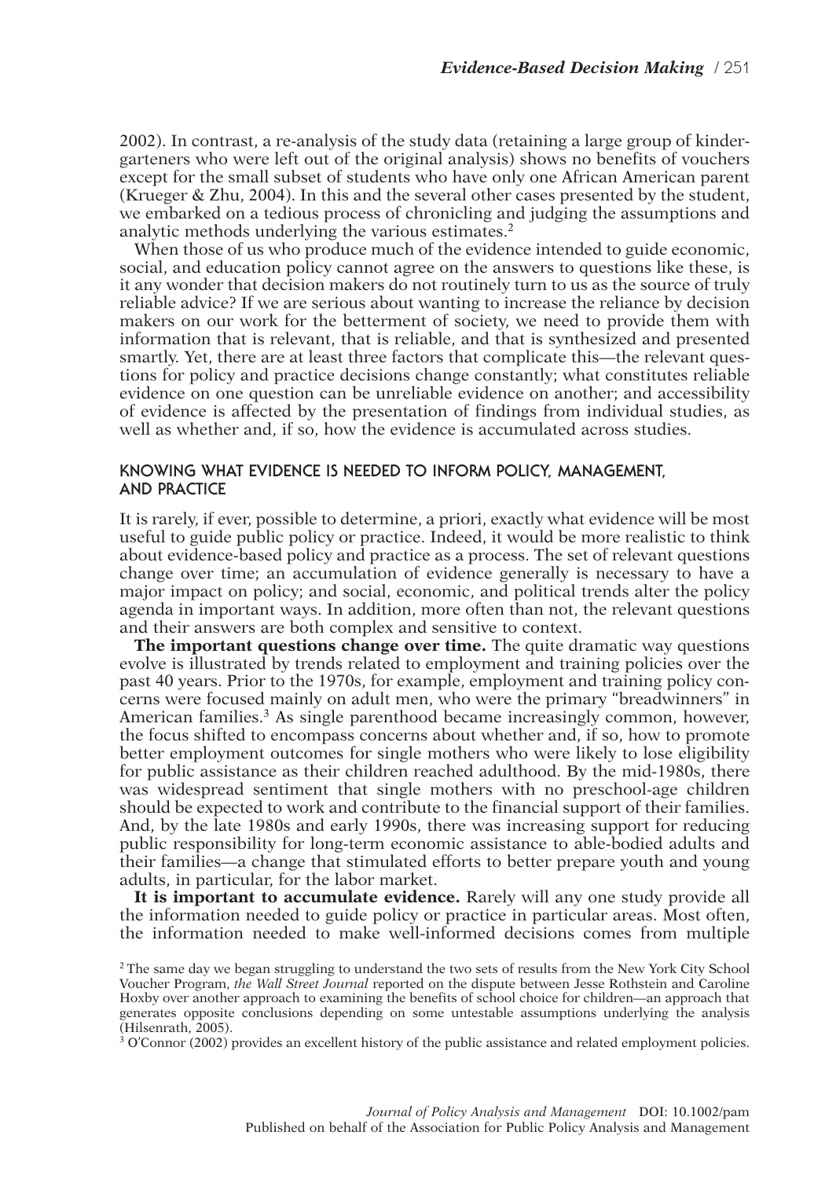2002). In contrast, a re-analysis of the study data (retaining a large group of kindergarteners who were left out of the original analysis) shows no benefits of vouchers except for the small subset of students who have only one African American parent (Krueger & Zhu, 2004). In this and the several other cases presented by the student, we embarked on a tedious process of chronicling and judging the assumptions and analytic methods underlying the various estimates.[2]

When those of us who produce much of the evidence intended to guide economic, social, and education policy cannot agree on the answers to questions like these, is it any wonder that decision makers do not routinely turn to us as the source of truly reliable advice? If we are serious about wanting to increase the reliance by decision makers on our work for the betterment of society, we need to provide them with information that is relevant, that is reliable, and that is synthesized and presented smartly. Yet, there are at least three factors that complicate this—the relevant questions for policy and practice decisions change constantly; what constitutes reliable evidence on one question can be unreliable evidence on another; and accessibility of evidence is affected by the presentation of findings from individual studies, as well as whether and, if so, how the evidence is accumulated across studies.

## KNOWING WHAT EVIDENCE IS NEEDED TO INFORM POLICY, MANAGEMENT, AND PRACTICE

It is rarely, if ever, possible to determine, a priori, exactly what evidence will be most useful to guide public policy or practice. Indeed, it would be more realistic to think about evidence-based policy and practice as a process. The set of relevant questions change over time; an accumulation of evidence generally is necessary to have a major impact on policy; and social, economic, and political trends alter the policy agenda in important ways. In addition, more often than not, the relevant questions and their answers are both complex and sensitive to context.

**The important questions change over time.** The quite dramatic way questions evolve is illustrated by trends related to employment and training policies over the past 40 years. Prior to the 1970s, for example, employment and training policy concerns were focused mainly on adult men, who were the primary "breadwinners" in American families.[3] As single parenthood became increasingly common, however, the focus shifted to encompass concerns about whether and, if so, how to promote better employment outcomes for single mothers who were likely to lose eligibility for public assistance as their children reached adulthood. By the mid-1980s, there was widespread sentiment that single mothers with no preschool-age children should be expected to work and contribute to the financial support of their families. And, by the late 1980s and early 1990s, there was increasing support for reducing public responsibility for long-term economic assistance to able-bodied adults and their families—a change that stimulated efforts to better prepare youth and young adults, in particular, for the labor market.

**It is important to accumulate evidence.** Rarely will any one study provide all the information needed to guide policy or practice in particular areas. Most often, the information needed to make well-informed decisions comes from multiple

[2] The same day we began struggling to understand the two sets of results from the New York City School Voucher Program, *the Wall Street Journal* reported on the dispute between Jesse Rothstein and Caroline Hoxby over another approach to examining the benefits of school choice for children—an approach that generates opposite conclusions depending on some untestable assumptions underlying the analysis (Hilsenrath, 2005).

[3] O'Connor (2002) provides an excellent history of the public assistance and related employment policies.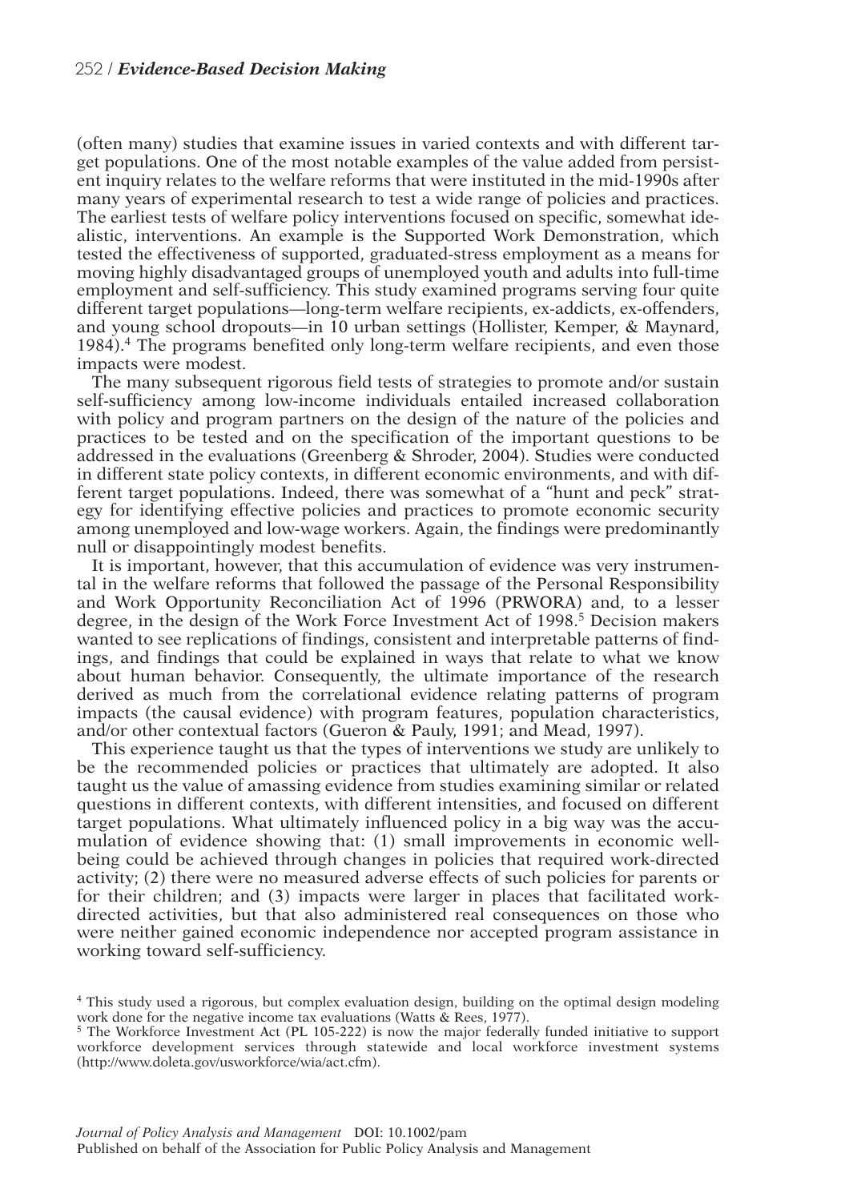(often many) studies that examine issues in varied contexts and with different target populations. One of the most notable examples of the value added from persistent inquiry relates to the welfare reforms that were instituted in the mid-1990s after many years of experimental research to test a wide range of policies and practices. The earliest tests of welfare policy interventions focused on specific, somewhat idealistic, interventions. An example is the Supported Work Demonstration, which tested the effectiveness of supported, graduated-stress employment as a means for moving highly disadvantaged groups of unemployed youth and adults into full-time employment and self-sufficiency. This study examined programs serving four quite different target populations—long-term welfare recipients, ex-addicts, ex-offenders, and young school dropouts—in 10 urban settings (Hollister, Kemper, & Maynard, 1984).[4] The programs benefited only long-term welfare recipients, and even those impacts were modest.

The many subsequent rigorous field tests of strategies to promote and/or sustain self-sufficiency among low-income individuals entailed increased collaboration with policy and program partners on the design of the nature of the policies and practices to be tested and on the specification of the important questions to be addressed in the evaluations (Greenberg & Shroder, 2004). Studies were conducted in different state policy contexts, in different economic environments, and with different target populations. Indeed, there was somewhat of a "hunt and peck" strategy for identifying effective policies and practices to promote economic security among unemployed and low-wage workers. Again, the findings were predominantly null or disappointingly modest benefits.

It is important, however, that this accumulation of evidence was very instrumental in the welfare reforms that followed the passage of the Personal Responsibility and Work Opportunity Reconciliation Act of 1996 (PRWORA) and, to a lesser degree, in the design of the Work Force Investment Act of 1998.[5] Decision makers wanted to see replications of findings, consistent and interpretable patterns of findings, and findings that could be explained in ways that relate to what we know about human behavior. Consequently, the ultimate importance of the research derived as much from the correlational evidence relating patterns of program impacts (the causal evidence) with program features, population characteristics, and/or other contextual factors (Gueron & Pauly, 1991; and Mead, 1997).

This experience taught us that the types of interventions we study are unlikely to be the recommended policies or practices that ultimately are adopted. It also taught us the value of amassing evidence from studies examining similar or related questions in different contexts, with different intensities, and focused on different target populations. What ultimately influenced policy in a big way was the accumulation of evidence showing that: (1) small improvements in economic well-being could be achieved through changes in policies that required work-directed activity; (2) there were no measured adverse effects of such policies for parents or for their children; and (3) impacts were larger in places that facilitated work-directed activities, but that also administered real consequences on those who were neither gained economic independence nor accepted program assistance in working toward self-sufficiency.

[4] This study used a rigorous, but complex evaluation design, building on the optimal design modeling work done for the negative income tax evaluations (Watts & Rees, 1977).

[5] The Workforce Investment Act (PL 105-222) is now the major federally funded initiative to support workforce development services through statewide and local workforce investment systems (http://www.doleta.gov/usworkforce/wia/act.cfm).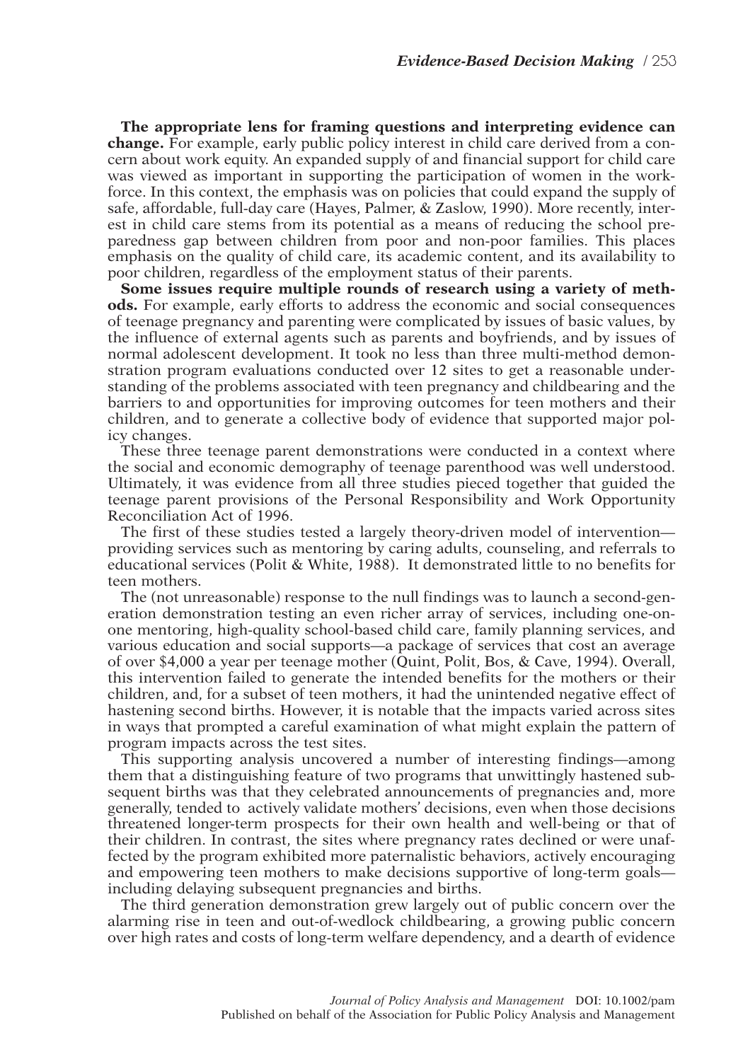**The appropriate lens for framing questions and interpreting evidence can change.** For example, early public policy interest in child care derived from a concern about work equity. An expanded supply of and financial support for child care was viewed as important in supporting the participation of women in the workforce. In this context, the emphasis was on policies that could expand the supply of safe, affordable, full-day care (Hayes, Palmer, & Zaslow, 1990). More recently, interest in child care stems from its potential as a means of reducing the school preparedness gap between children from poor and non-poor families. This places emphasis on the quality of child care, its academic content, and its availability to poor children, regardless of the employment status of their parents.

**Some issues require multiple rounds of research using a variety of methods.** For example, early efforts to address the economic and social consequences of teenage pregnancy and parenting were complicated by issues of basic values, by the influence of external agents such as parents and boyfriends, and by issues of normal adolescent development. It took no less than three multi-method demonstration program evaluations conducted over 12 sites to get a reasonable understanding of the problems associated with teen pregnancy and childbearing and the barriers to and opportunities for improving outcomes for teen mothers and their children, and to generate a collective body of evidence that supported major policy changes.

These three teenage parent demonstrations were conducted in a context where the social and economic demography of teenage parenthood was well understood. Ultimately, it was evidence from all three studies pieced together that guided the teenage parent provisions of the Personal Responsibility and Work Opportunity Reconciliation Act of 1996.

The first of these studies tested a largely theory-driven model of intervention—providing services such as mentoring by caring adults, counseling, and referrals to educational services (Polit & White, 1988). It demonstrated little to no benefits for teen mothers.

The (not unreasonable) response to the null findings was to launch a second-generation demonstration testing an even richer array of services, including one-on-one mentoring, high-quality school-based child care, family planning services, and various education and social supports—a package of services that cost an average of over $4,000 a year per teenage mother (Quint, Polit, Bos, & Cave, 1994). Overall, this intervention failed to generate the intended benefits for the mothers or their children, and, for a subset of teen mothers, it had the unintended negative effect of hastening second births. However, it is notable that the impacts varied across sites in ways that prompted a careful examination of what might explain the pattern of program impacts across the test sites.

This supporting analysis uncovered a number of interesting findings—among them that a distinguishing feature of two programs that unwittingly hastened subsequent births was that they celebrated announcements of pregnancies and, more generally, tended to actively validate mothers' decisions, even when those decisions threatened longer-term prospects for their own health and well-being or that of their children. In contrast, the sites where pregnancy rates declined or were unaffected by the program exhibited more paternalistic behaviors, actively encouraging and empowering teen mothers to make decisions supportive of long-term goals—including delaying subsequent pregnancies and births.

The third generation demonstration grew largely out of public concern over the alarming rise in teen and out-of-wedlock childbearing, a growing public concern over high rates and costs of long-term welfare dependency, and a dearth of evidence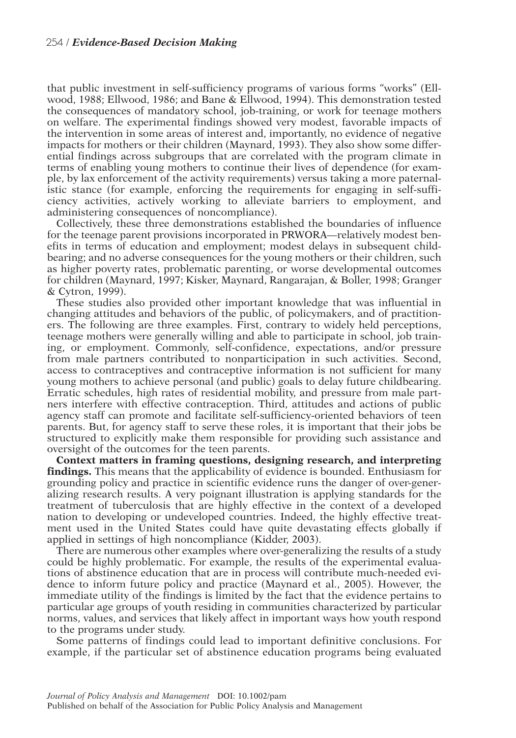that public investment in self-sufficiency programs of various forms "works" (Ellwood, 1988; Ellwood, 1986; and Bane & Ellwood, 1994). This demonstration tested the consequences of mandatory school, job-training, or work for teenage mothers on welfare. The experimental findings showed very modest, favorable impacts of the intervention in some areas of interest and, importantly, no evidence of negative impacts for mothers or their children (Maynard, 1993). They also show some differential findings across subgroups that are correlated with the program climate in terms of enabling young mothers to continue their lives of dependence (for example, by lax enforcement of the activity requirements) versus taking a more paternalistic stance (for example, enforcing the requirements for engaging in self-sufficiency activities, actively working to alleviate barriers to employment, and administering consequences of noncompliance).

Collectively, these three demonstrations established the boundaries of influence for the teenage parent provisions incorporated in PRWORA—relatively modest benefits in terms of education and employment; modest delays in subsequent childbearing; and no adverse consequences for the young mothers or their children, such as higher poverty rates, problematic parenting, or worse developmental outcomes for children (Maynard, 1997; Kisker, Maynard, Rangarajan, & Boller, 1998; Granger & Cytron, 1999).

These studies also provided other important knowledge that was influential in changing attitudes and behaviors of the public, of policymakers, and of practitioners. The following are three examples. First, contrary to widely held perceptions, teenage mothers were generally willing and able to participate in school, job training, or employment. Commonly, self-confidence, expectations, and/or pressure from male partners contributed to nonparticipation in such activities. Second, access to contraceptives and contraceptive information is not sufficient for many young mothers to achieve personal (and public) goals to delay future childbearing. Erratic schedules, high rates of residential mobility, and pressure from male partners interfere with effective contraception. Third, attitudes and actions of public agency staff can promote and facilitate self-sufficiency-oriented behaviors of teen parents. But, for agency staff to serve these roles, it is important that their jobs be structured to explicitly make them responsible for providing such assistance and oversight of the outcomes for the teen parents.

**Context matters in framing questions, designing research, and interpreting findings.** This means that the applicability of evidence is bounded. Enthusiasm for grounding policy and practice in scientific evidence runs the danger of over-generalizing research results. A very poignant illustration is applying standards for the treatment of tuberculosis that are highly effective in the context of a developed nation to developing or undeveloped countries. Indeed, the highly effective treatment used in the United States could have quite devastating effects globally if applied in settings of high noncompliance (Kidder, 2003).

There are numerous other examples where over-generalizing the results of a study could be highly problematic. For example, the results of the experimental evaluations of abstinence education that are in process will contribute much-needed evidence to inform future policy and practice (Maynard et al., 2005). However, the immediate utility of the findings is limited by the fact that the evidence pertains to particular age groups of youth residing in communities characterized by particular norms, values, and services that likely affect in important ways how youth respond to the programs under study.

Some patterns of findings could lead to important definitive conclusions. For example, if the particular set of abstinence education programs being evaluated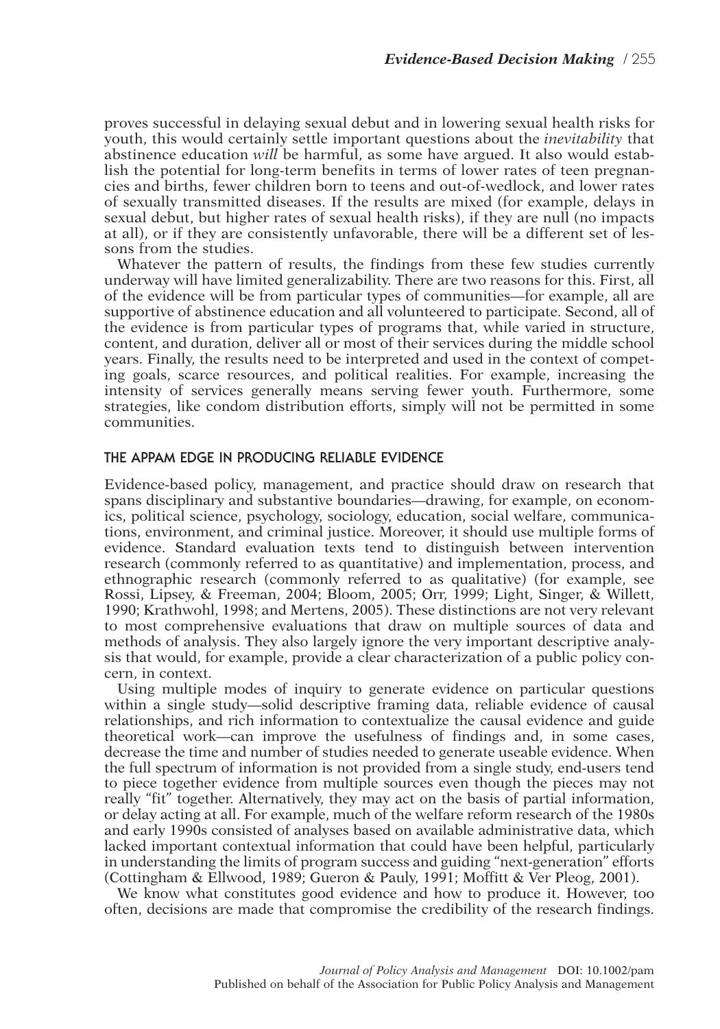proves successful in delaying sexual debut and in lowering sexual health risks for youth, this would certainly settle important questions about the *inevitability* that abstinence education *will* be harmful, as some have argued. It also would establish the potential for long-term benefits in terms of lower rates of teen pregnancies and births, fewer children born to teens and out-of-wedlock, and lower rates of sexually transmitted diseases. If the results are mixed (for example, delays in sexual debut, but higher rates of sexual health risks), if they are null (no impacts at all), or if they are consistently unfavorable, there will be a different set of lessons from the studies.

Whatever the pattern of results, the findings from these few studies currently underway will have limited generalizability. There are two reasons for this. First, all of the evidence will be from particular types of communities—for example, all are supportive of abstinence education and all volunteered to participate. Second, all of the evidence is from particular types of programs that, while varied in structure, content, and duration, deliver all or most of their services during the middle school years. Finally, the results need to be interpreted and used in the context of competing goals, scarce resources, and political realities. For example, increasing the intensity of services generally means serving fewer youth. Furthermore, some strategies, like condom distribution efforts, simply will not be permitted in some communities.

## THE APPAM EDGE IN PRODUCING RELIABLE EVIDENCE

Evidence-based policy, management, and practice should draw on research that spans disciplinary and substantive boundaries—drawing, for example, on economics, political science, psychology, sociology, education, social welfare, communications, environment, and criminal justice. Moreover, it should use multiple forms of evidence. Standard evaluation texts tend to distinguish between intervention research (commonly referred to as quantitative) and implementation, process, and ethnographic research (commonly referred to as qualitative) (for example, see Rossi, Lipsey, & Freeman, 2004; Bloom, 2005; Orr, 1999; Light, Singer, & Willett, 1990; Krathwohl, 1998; and Mertens, 2005). These distinctions are not very relevant to most comprehensive evaluations that draw on multiple sources of data and methods of analysis. They also largely ignore the very important descriptive analysis that would, for example, provide a clear characterization of a public policy concern, in context.

Using multiple modes of inquiry to generate evidence on particular questions within a single study—solid descriptive framing data, reliable evidence of causal relationships, and rich information to contextualize the causal evidence and guide theoretical work—can improve the usefulness of findings and, in some cases, decrease the time and number of studies needed to generate useable evidence. When the full spectrum of information is not provided from a single study, end-users tend to piece together evidence from multiple sources even though the pieces may not really "fit" together. Alternatively, they may act on the basis of partial information, or delay acting at all. For example, much of the welfare reform research of the 1980s and early 1990s consisted of analyses based on available administrative data, which lacked important contextual information that could have been helpful, particularly in understanding the limits of program success and guiding "next-generation" efforts (Cottingham & Ellwood, 1989; Gueron & Pauly, 1991; Moffitt & Ver Ploeg, 2001).

We know what constitutes good evidence and how to produce it. However, too often, decisions are made that compromise the credibility of the research findings.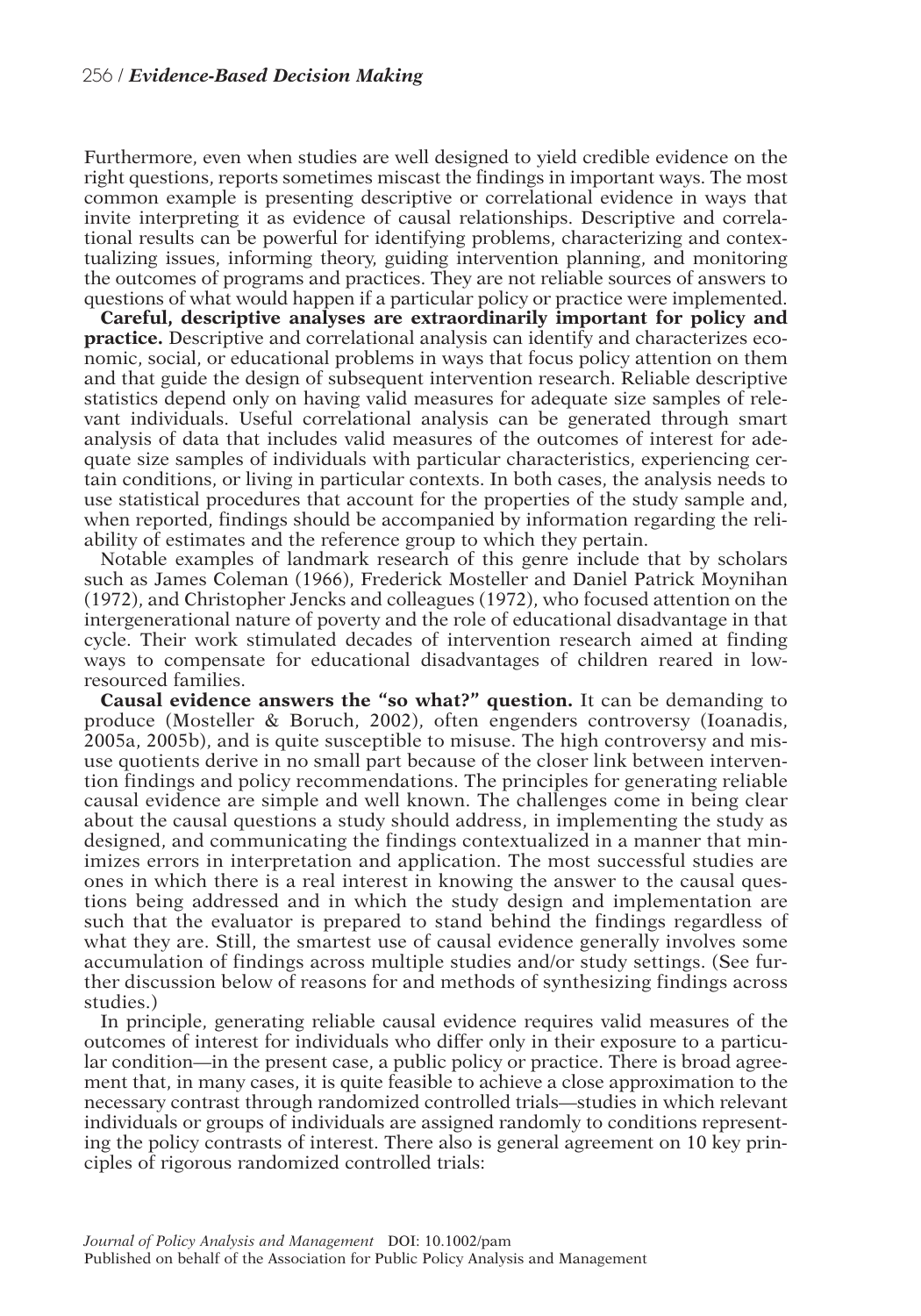Furthermore, even when studies are well designed to yield credible evidence on the right questions, reports sometimes miscast the findings in important ways. The most common example is presenting descriptive or correlational evidence in ways that invite interpreting it as evidence of causal relationships. Descriptive and correlational results can be powerful for identifying problems, characterizing and contextualizing issues, informing theory, guiding intervention planning, and monitoring the outcomes of programs and practices. They are not reliable sources of answers to questions of what would happen if a particular policy or practice were implemented.

**Careful, descriptive analyses are extraordinarily important for policy and practice.** Descriptive and correlational analysis can identify and characterizes economic, social, or educational problems in ways that focus policy attention on them and that guide the design of subsequent intervention research. Reliable descriptive statistics depend only on having valid measures for adequate size samples of relevant individuals. Useful correlational analysis can be generated through smart analysis of data that includes valid measures of the outcomes of interest for adequate size samples of individuals with particular characteristics, experiencing certain conditions, or living in particular contexts. In both cases, the analysis needs to use statistical procedures that account for the properties of the study sample and, when reported, findings should be accompanied by information regarding the reliability of estimates and the reference group to which they pertain.

Notable examples of landmark research of this genre include that by scholars such as James Coleman (1966), Frederick Mosteller and Daniel Patrick Moynihan (1972), and Christopher Jencks and colleagues (1972), who focused attention on the intergenerational nature of poverty and the role of educational disadvantage in that cycle. Their work stimulated decades of intervention research aimed at finding ways to compensate for educational disadvantages of children reared in low-resourced families.

**Causal evidence answers the "so what?" question.** It can be demanding to produce (Mosteller & Boruch, 2002), often engenders controversy (Ioanadis, 2005a, 2005b), and is quite susceptible to misuse. The high controversy and misuse quotients derive in no small part because of the closer link between intervention findings and policy recommendations. The principles for generating reliable causal evidence are simple and well known. The challenges come in being clear about the causal questions a study should address, in implementing the study as designed, and communicating the findings contextualized in a manner that minimizes errors in interpretation and application. The most successful studies are ones in which there is a real interest in knowing the answer to the causal questions being addressed and in which the study design and implementation are such that the evaluator is prepared to stand behind the findings regardless of what they are. Still, the smartest use of causal evidence generally involves some accumulation of findings across multiple studies and/or study settings. (See further discussion below of reasons for and methods of synthesizing findings across studies.)

In principle, generating reliable causal evidence requires valid measures of the outcomes of interest for individuals who differ only in their exposure to a particular condition—in the present case, a public policy or practice. There is broad agreement that, in many cases, it is quite feasible to achieve a close approximation to the necessary contrast through randomized controlled trials—studies in which relevant individuals or groups of individuals are assigned randomly to conditions representing the policy contrasts of interest. There also is general agreement on 10 key principles of rigorous randomized controlled trials: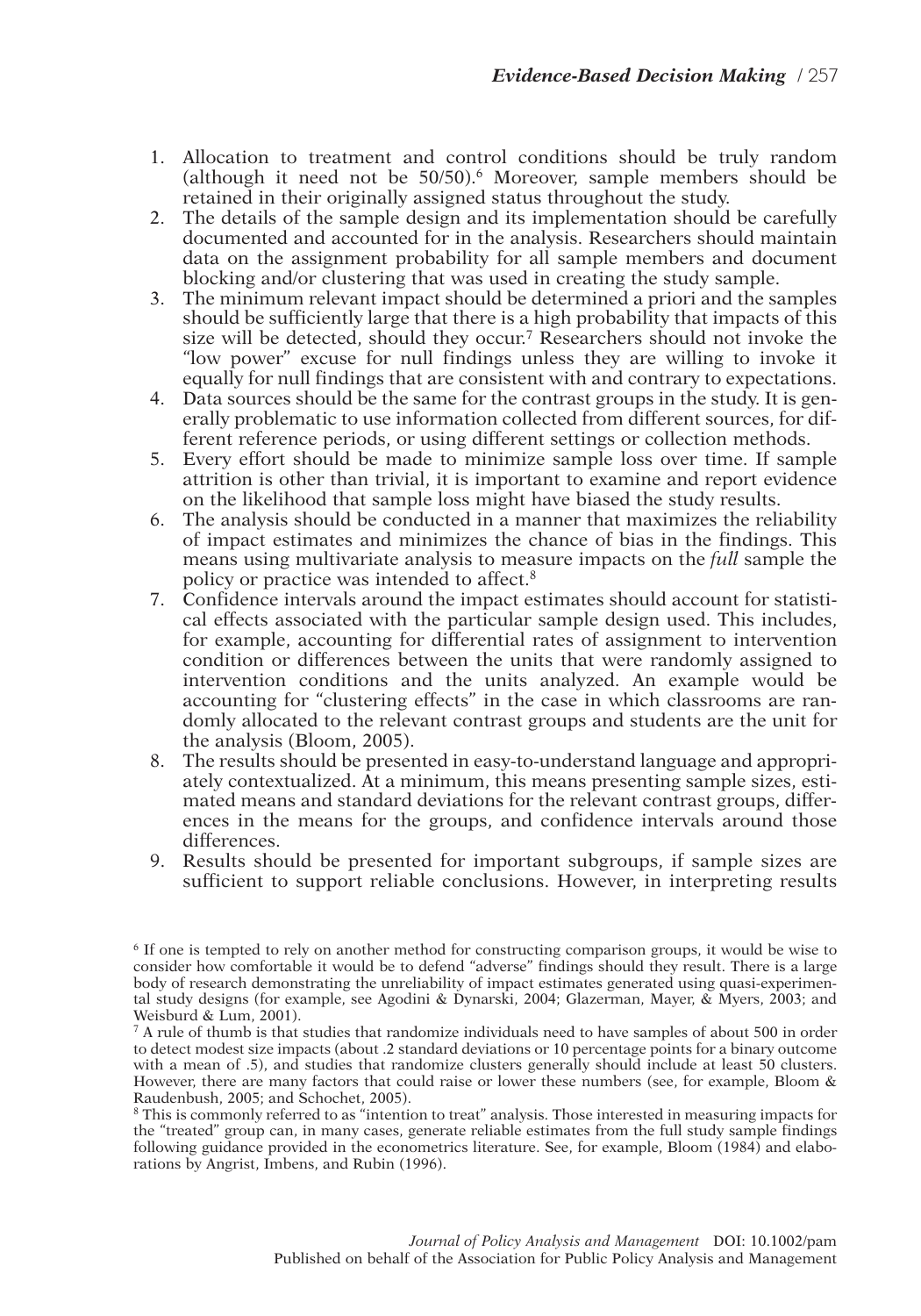1. Allocation to treatment and control conditions should be truly random (although it need not be 50/50).[6] Moreover, sample members should be retained in their originally assigned status throughout the study.
2. The details of the sample design and its implementation should be carefully documented and accounted for in the analysis. Researchers should maintain data on the assignment probability for all sample members and document blocking and/or clustering that was used in creating the study sample.
3. The minimum relevant impact should be determined a priori and the samples should be sufficiently large that there is a high probability that impacts of this size will be detected, should they occur.[7] Researchers should not invoke the "low power" excuse for null findings unless they are willing to invoke it equally for null findings that are consistent with and contrary to expectations.
4. Data sources should be the same for the contrast groups in the study. It is generally problematic to use information collected from different sources, for different reference periods, or using different settings or collection methods.
5. Every effort should be made to minimize sample loss over time. If sample attrition is other than trivial, it is important to examine and report evidence on the likelihood that sample loss might have biased the study results.
6. The analysis should be conducted in a manner that maximizes the reliability of impact estimates and minimizes the chance of bias in the findings. This means using multivariate analysis to measure impacts on the *full* sample the policy or practice was intended to affect.[8]
7. Confidence intervals around the impact estimates should account for statistical effects associated with the particular sample design used. This includes, for example, accounting for differential rates of assignment to intervention condition or differences between the units that were randomly assigned to intervention conditions and the units analyzed. An example would be accounting for "clustering effects" in the case in which classrooms are randomly allocated to the relevant contrast groups and students are the unit for the analysis (Bloom, 2005).
8. The results should be presented in easy-to-understand language and appropriately contextualized. At a minimum, this means presenting sample sizes, estimated means and standard deviations for the relevant contrast groups, differences in the means for the groups, and confidence intervals around those differences.
9. Results should be presented for important subgroups, if sample sizes are sufficient to support reliable conclusions. However, in interpreting results

[6] If one is tempted to rely on another method for constructing comparison groups, it would be wise to consider how comfortable it would be to defend "adverse" findings should they result. There is a large body of research demonstrating the unreliability of impact estimates generated using quasi-experimental study designs (for example, see Agodini & Dynarski, 2004; Glazerman, Mayer, & Myers, 2003; and Weisburd & Lum, 2001).

[7] A rule of thumb is that studies that randomize individuals need to have samples of about 500 in order to detect modest size impacts (about .2 standard deviations or 10 percentage points for a binary outcome with a mean of .5), and studies that randomize clusters generally should include at least 50 clusters. However, there are many factors that could raise or lower these numbers (see, for example, Bloom & Raudenbush, 2005; and Schochet, 2005).

[8] This is commonly referred to as "intention to treat" analysis. Those interested in measuring impacts for the "treated" group can, in many cases, generate reliable estimates from the full study sample findings following guidance provided in the econometrics literature. See, for example, Bloom (1984) and elaborations by Angrist, Imbens, and Rubin (1996).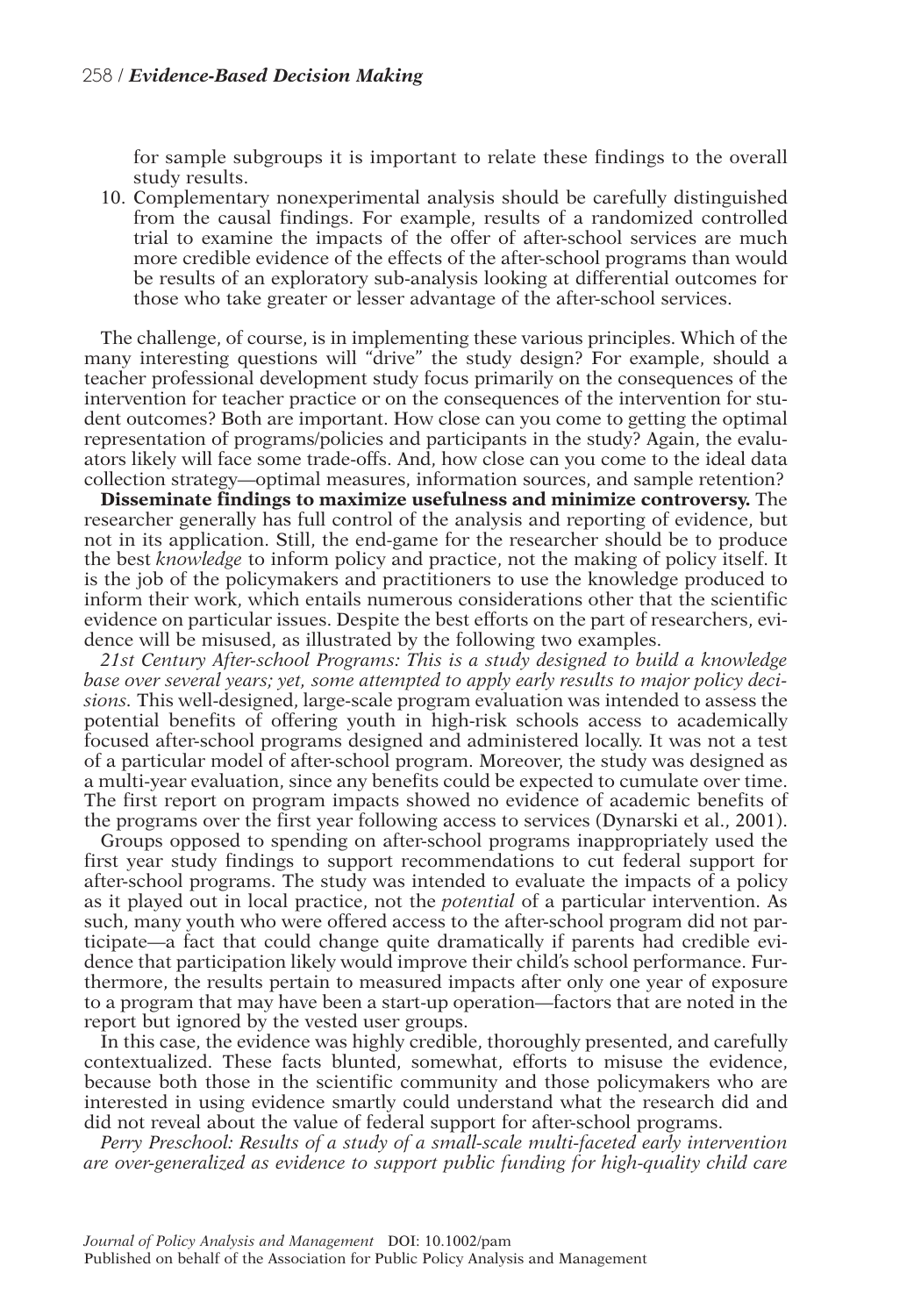for sample subgroups it is important to relate these findings to the overall study results.

10. Complementary nonexperimental analysis should be carefully distinguished from the causal findings. For example, results of a randomized controlled trial to examine the impacts of the offer of after-school services are much more credible evidence of the effects of the after-school programs than would be results of an exploratory sub-analysis looking at differential outcomes for those who take greater or lesser advantage of the after-school services.

The challenge, of course, is in implementing these various principles. Which of the many interesting questions will "drive" the study design? For example, should a teacher professional development study focus primarily on the consequences of the intervention for teacher practice or on the consequences of the intervention for student outcomes? Both are important. How close can you come to getting the optimal representation of programs/policies and participants in the study? Again, the evaluators likely will face some trade-offs. And, how close can you come to the ideal data collection strategy—optimal measures, information sources, and sample retention?

**Disseminate findings to maximize usefulness and minimize controversy.** The researcher generally has full control of the analysis and reporting of evidence, but not in its application. Still, the end-game for the researcher should be to produce the best *knowledge* to inform policy and practice, not the making of policy itself. It is the job of the policymakers and practitioners to use the knowledge produced to inform their work, which entails numerous considerations other that the scientific evidence on particular issues. Despite the best efforts on the part of researchers, evidence will be misused, as illustrated by the following two examples.

*21st Century After-school Programs: This is a study designed to build a knowledge base over several years; yet, some attempted to apply early results to major policy decisions.* This well-designed, large-scale program evaluation was intended to assess the potential benefits of offering youth in high-risk schools access to academically focused after-school programs designed and administered locally. It was not a test of a particular model of after-school program. Moreover, the study was designed as a multi-year evaluation, since any benefits could be expected to cumulate over time. The first report on program impacts showed no evidence of academic benefits of the programs over the first year following access to services (Dynarski et al., 2001).

Groups opposed to spending on after-school programs inappropriately used the first year study findings to support recommendations to cut federal support for after-school programs. The study was intended to evaluate the impacts of a policy as it played out in local practice, not the *potential* of a particular intervention. As such, many youth who were offered access to the after-school program did not participate—a fact that could change quite dramatically if parents had credible evidence that participation likely would improve their child's school performance. Furthermore, the results pertain to measured impacts after only one year of exposure to a program that may have been a start-up operation—factors that are noted in the report but ignored by the vested user groups.

In this case, the evidence was highly credible, thoroughly presented, and carefully contextualized. These facts blunted, somewhat, efforts to misuse the evidence, because both those in the scientific community and those policymakers who are interested in using evidence smartly could understand what the research did and did not reveal about the value of federal support for after-school programs.

*Perry Preschool: Results of a study of a small-scale multi-faceted early intervention are over-generalized as evidence to support public funding for high-quality child care*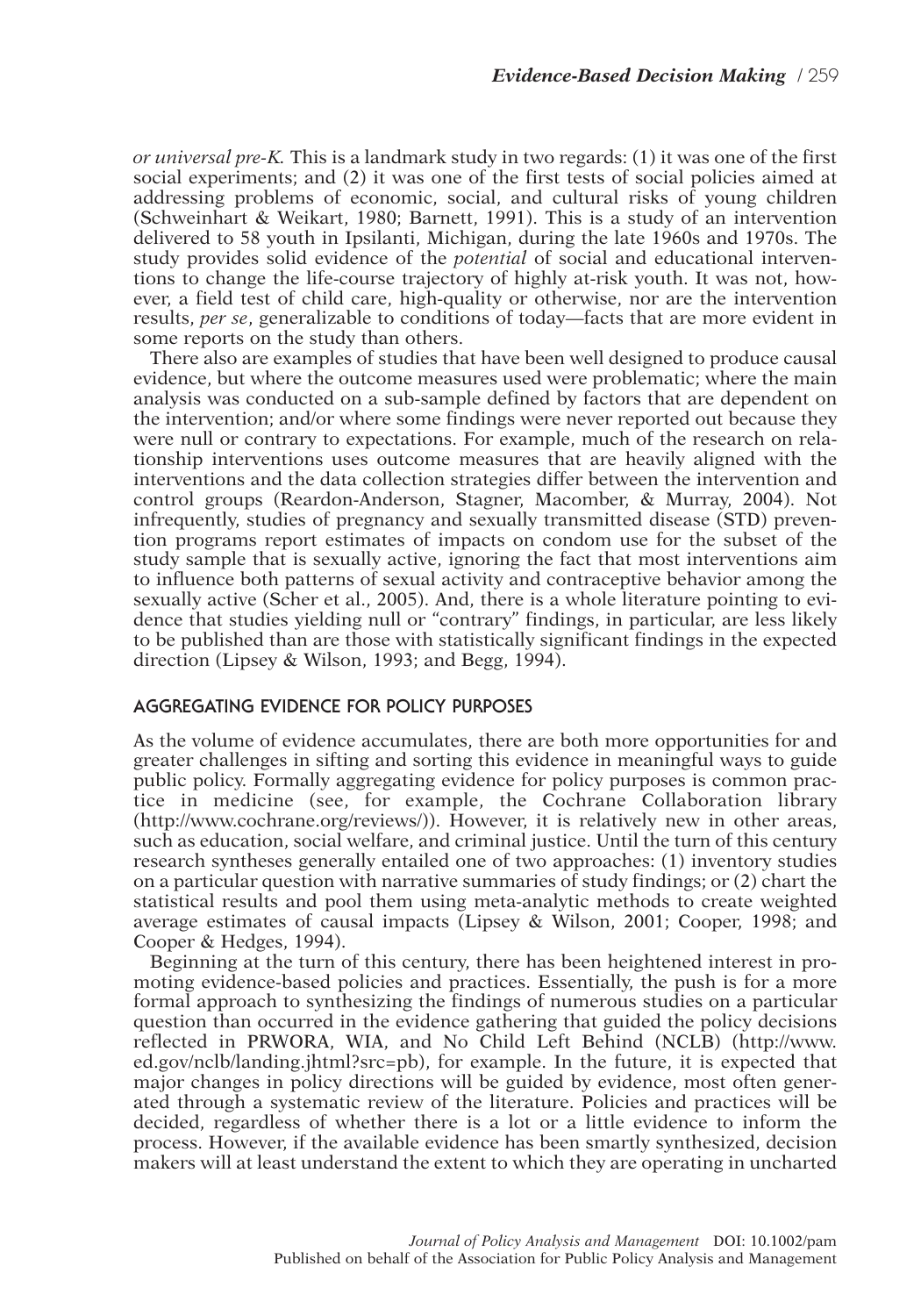*or universal pre-K.* This is a landmark study in two regards: (1) it was one of the first social experiments; and (2) it was one of the first tests of social policies aimed at addressing problems of economic, social, and cultural risks of young children (Schweinhart & Weikart, 1980; Barnett, 1991). This is a study of an intervention delivered to 58 youth in Ipsilanti, Michigan, during the late 1960s and 1970s. The study provides solid evidence of the *potential* of social and educational interventions to change the life-course trajectory of highly at-risk youth. It was not, however, a field test of child care, high-quality or otherwise, nor are the intervention results, *per se*, generalizable to conditions of today—facts that are more evident in some reports on the study than others.

There also are examples of studies that have been well designed to produce causal evidence, but where the outcome measures used were problematic; where the main analysis was conducted on a sub-sample defined by factors that are dependent on the intervention; and/or where some findings were never reported out because they were null or contrary to expectations. For example, much of the research on relationship interventions uses outcome measures that are heavily aligned with the interventions and the data collection strategies differ between the intervention and control groups (Reardon-Anderson, Stagner, Macomber, & Murray, 2004). Not infrequently, studies of pregnancy and sexually transmitted disease (STD) prevention programs report estimates of impacts on condom use for the subset of the study sample that is sexually active, ignoring the fact that most interventions aim to influence both patterns of sexual activity and contraceptive behavior among the sexually active (Scher et al., 2005). And, there is a whole literature pointing to evidence that studies yielding null or "contrary" findings, in particular, are less likely to be published than are those with statistically significant findings in the expected direction (Lipsey & Wilson, 1993; and Begg, 1994).

## AGGREGATING EVIDENCE FOR POLICY PURPOSES

As the volume of evidence accumulates, there are both more opportunities for and greater challenges in sifting and sorting this evidence in meaningful ways to guide public policy. Formally aggregating evidence for policy purposes is common practice in medicine (see, for example, the Cochrane Collaboration library (http://www.cochrane.org/reviews/)). However, it is relatively new in other areas, such as education, social welfare, and criminal justice. Until the turn of this century research syntheses generally entailed one of two approaches: (1) inventory studies on a particular question with narrative summaries of study findings; or (2) chart the statistical results and pool them using meta-analytic methods to create weighted average estimates of causal impacts (Lipsey & Wilson, 2001; Cooper, 1998; and Cooper & Hedges, 1994).

Beginning at the turn of this century, there has been heightened interest in promoting evidence-based policies and practices. Essentially, the push is for a more formal approach to synthesizing the findings of numerous studies on a particular question than occurred in the evidence gathering that guided the policy decisions reflected in PRWORA, WIA, and No Child Left Behind (NCLB) (http://www.ed.gov/nclb/landing.jhtml?src=pb), for example. In the future, it is expected that major changes in policy directions will be guided by evidence, most often generated through a systematic review of the literature. Policies and practices will be decided, regardless of whether there is a lot or a little evidence to inform the process. However, if the available evidence has been smartly synthesized, decision makers will at least understand the extent to which they are operating in uncharted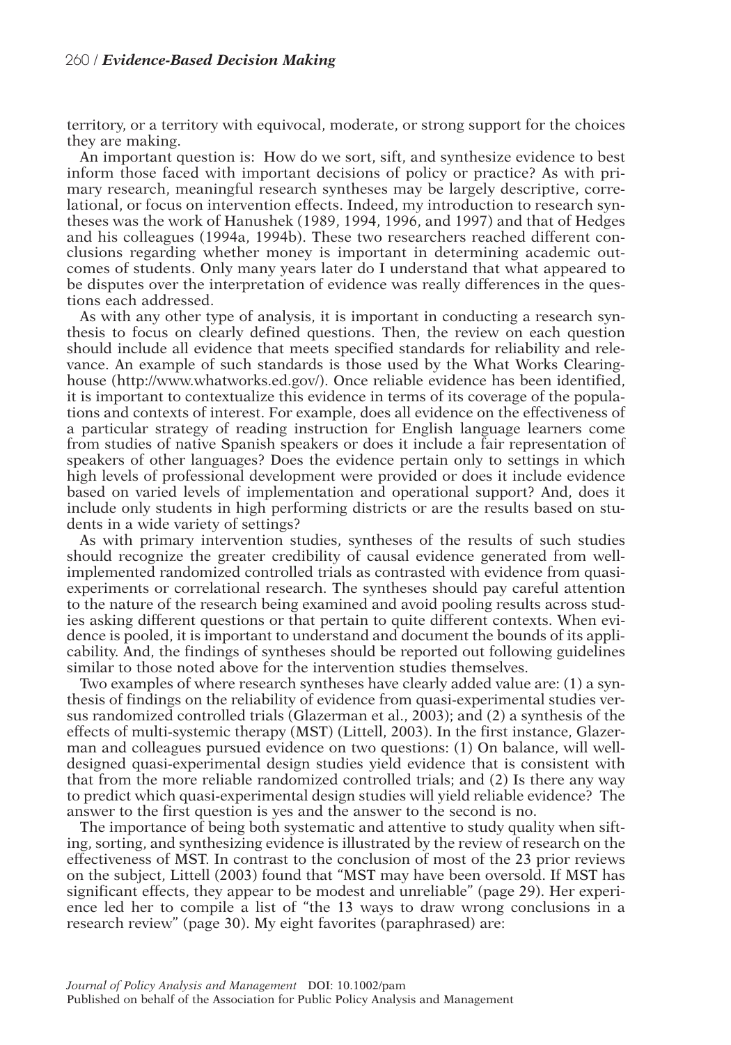territory, or a territory with equivocal, moderate, or strong support for the choices they are making.

An important question is: How do we sort, sift, and synthesize evidence to best inform those faced with important decisions of policy or practice? As with primary research, meaningful research syntheses may be largely descriptive, correlational, or focus on intervention effects. Indeed, my introduction to research syntheses was the work of Hanushek (1989, 1994, 1996, and 1997) and that of Hedges and his colleagues (1994a, 1994b). These two researchers reached different conclusions regarding whether money is important in determining academic outcomes of students. Only many years later do I understand that what appeared to be disputes over the interpretation of evidence was really differences in the questions each addressed.

As with any other type of analysis, it is important in conducting a research synthesis to focus on clearly defined questions. Then, the review on each question should include all evidence that meets specified standards for reliability and relevance. An example of such standards is those used by the What Works Clearinghouse (http://www.whatworks.ed.gov/). Once reliable evidence has been identified, it is important to contextualize this evidence in terms of its coverage of the populations and contexts of interest. For example, does all evidence on the effectiveness of a particular strategy of reading instruction for English language learners come from studies of native Spanish speakers or does it include a fair representation of speakers of other languages? Does the evidence pertain only to settings in which high levels of professional development were provided or does it include evidence based on varied levels of implementation and operational support? And, does it include only students in high performing districts or are the results based on students in a wide variety of settings?

As with primary intervention studies, syntheses of the results of such studies should recognize the greater credibility of causal evidence generated from well-implemented randomized controlled trials as contrasted with evidence from quasi-experiments or correlational research. The syntheses should pay careful attention to the nature of the research being examined and avoid pooling results across studies asking different questions or that pertain to quite different contexts. When evidence is pooled, it is important to understand and document the bounds of its applicability. And, the findings of syntheses should be reported out following guidelines similar to those noted above for the intervention studies themselves.

Two examples of where research syntheses have clearly added value are: (1) a synthesis of findings on the reliability of evidence from quasi-experimental studies versus randomized controlled trials (Glazerman et al., 2003); and (2) a synthesis of the effects of multi-systemic therapy (MST) (Littell, 2003). In the first instance, Glazerman and colleagues pursued evidence on two questions: (1) On balance, will well-designed quasi-experimental design studies yield evidence that is consistent with that from the more reliable randomized controlled trials; and (2) Is there any way to predict which quasi-experimental design studies will yield reliable evidence? The answer to the first question is yes and the answer to the second is no.

The importance of being both systematic and attentive to study quality when sifting, sorting, and synthesizing evidence is illustrated by the review of research on the effectiveness of MST. In contrast to the conclusion of most of the 23 prior reviews on the subject, Littell (2003) found that "MST may have been oversold. If MST has significant effects, they appear to be modest and unreliable" (page 29). Her experience led her to compile a list of "the 13 ways to draw wrong conclusions in a research review" (page 30). My eight favorites (paraphrased) are: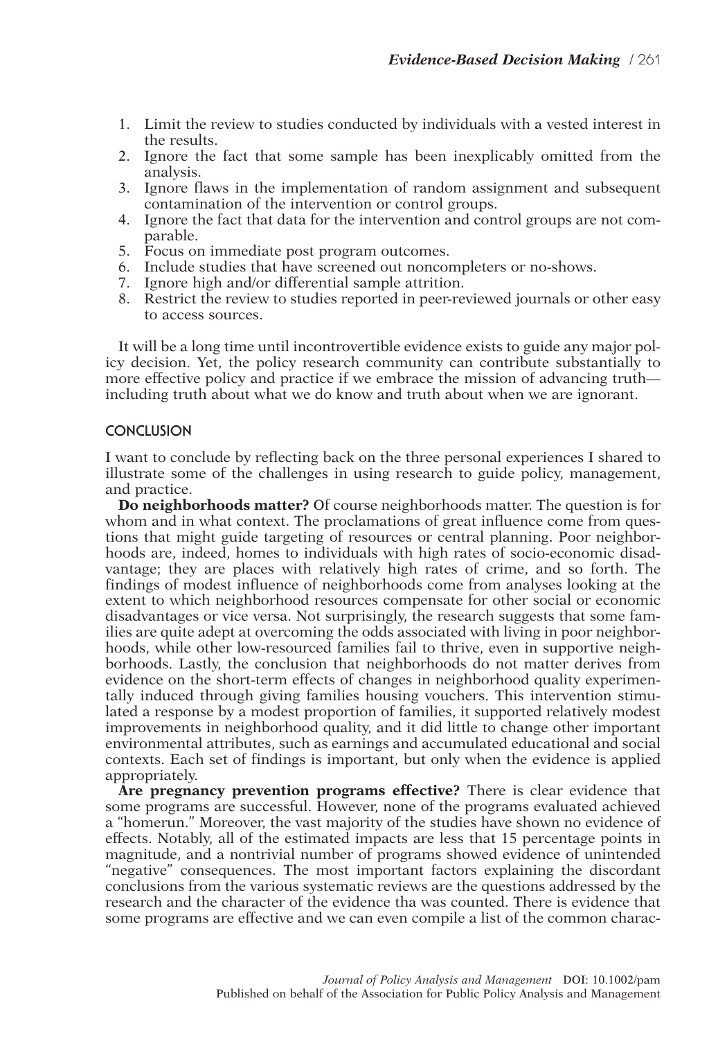1. Limit the review to studies conducted by individuals with a vested interest in the results.
2. Ignore the fact that some sample has been inexplicably omitted from the analysis.
3. Ignore flaws in the implementation of random assignment and subsequent contamination of the intervention or control groups.
4. Ignore the fact that data for the intervention and control groups are not comparable.
5. Focus on immediate post program outcomes.
6. Include studies that have screened out noncompleters or no-shows.
7. Ignore high and/or differential sample attrition.
8. Restrict the review to studies reported in peer-reviewed journals or other easy to access sources.

It will be a long time until incontrovertible evidence exists to guide any major policy decision. Yet, the policy research community can contribute substantially to more effective policy and practice if we embrace the mission of advancing truth—including truth about what we do know and truth about when we are ignorant.

## CONCLUSION

I want to conclude by reflecting back on the three personal experiences I shared to illustrate some of the challenges in using research to guide policy, management, and practice.

**Do neighborhoods matter?** Of course neighborhoods matter. The question is for whom and in what context. The proclamations of great influence come from questions that might guide targeting of resources or central planning. Poor neighborhoods are, indeed, homes to individuals with high rates of socio-economic disadvantage; they are places with relatively high rates of crime, and so forth. The findings of modest influence of neighborhoods come from analyses looking at the extent to which neighborhood resources compensate for other social or economic disadvantages or vice versa. Not surprisingly, the research suggests that some families are quite adept at overcoming the odds associated with living in poor neighborhoods, while other low-resourced families fail to thrive, even in supportive neighborhoods. Lastly, the conclusion that neighborhoods do not matter derives from evidence on the short-term effects of changes in neighborhood quality experimentally induced through giving families housing vouchers. This intervention stimulated a response by a modest proportion of families, it supported relatively modest improvements in neighborhood quality, and it did little to change other important environmental attributes, such as earnings and accumulated educational and social contexts. Each set of findings is important, but only when the evidence is applied appropriately.

**Are pregnancy prevention programs effective?** There is clear evidence that some programs are successful. However, none of the programs evaluated achieved a "homerun." Moreover, the vast majority of the studies have shown no evidence of effects. Notably, all of the estimated impacts are less that 15 percentage points in magnitude, and a nontrivial number of programs showed evidence of unintended "negative" consequences. The most important factors explaining the discordant conclusions from the various systematic reviews are the questions addressed by the research and the character of the evidence tha was counted. There is evidence that some programs are effective and we can even compile a list of the common charac-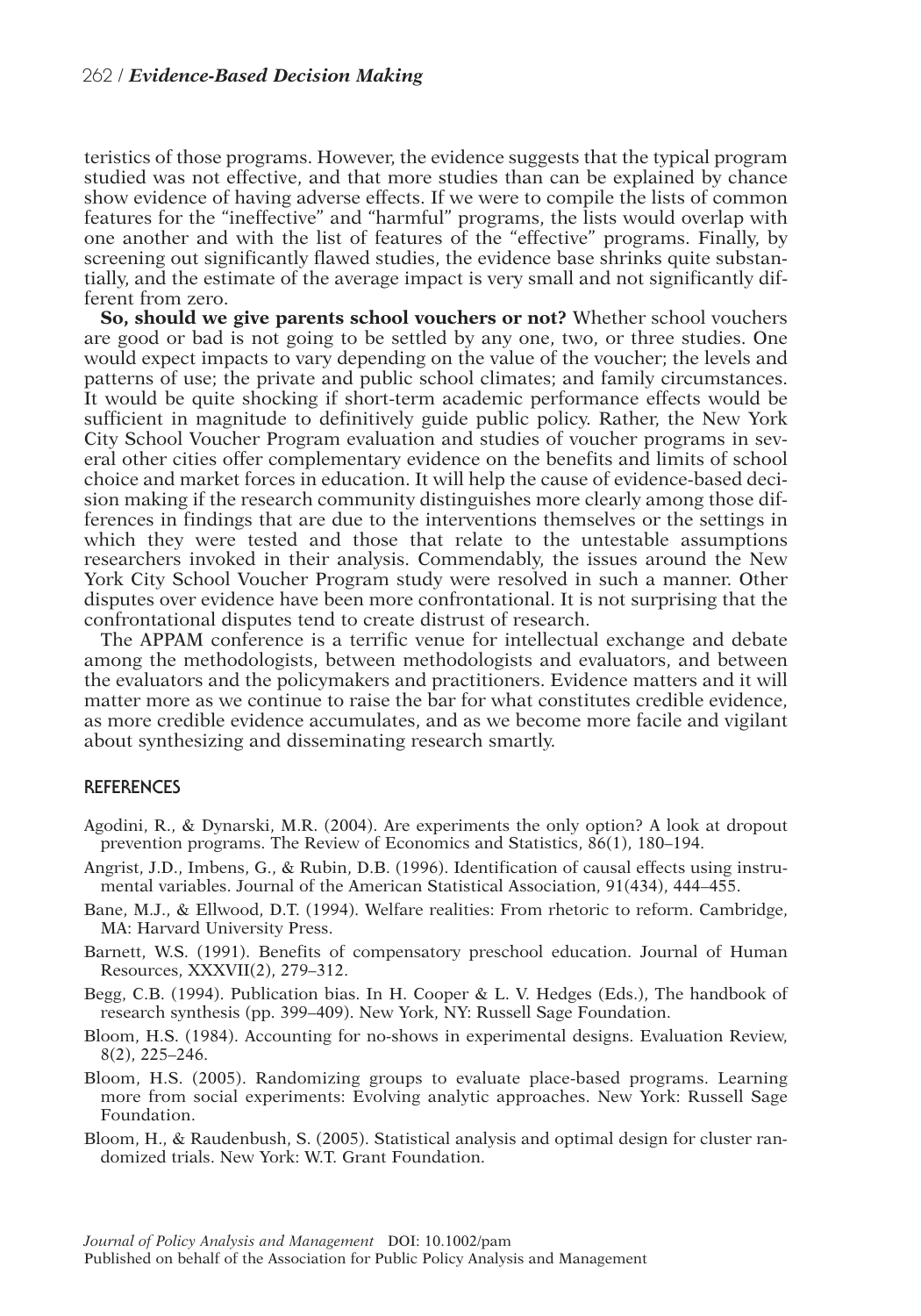teristics of those programs. However, the evidence suggests that the typical program studied was not effective, and that more studies than can be explained by chance show evidence of having adverse effects. If we were to compile the lists of common features for the "ineffective" and "harmful" programs, the lists would overlap with one another and with the list of features of the "effective" programs. Finally, by screening out significantly flawed studies, the evidence base shrinks quite substantially, and the estimate of the average impact is very small and not significantly different from zero.

**So, should we give parents school vouchers or not?** Whether school vouchers are good or bad is not going to be settled by any one, two, or three studies. One would expect impacts to vary depending on the value of the voucher; the levels and patterns of use; the private and public school climates; and family circumstances. It would be quite shocking if short-term academic performance effects would be sufficient in magnitude to definitively guide public policy. Rather, the New York City School Voucher Program evaluation and studies of voucher programs in several other cities offer complementary evidence on the benefits and limits of school choice and market forces in education. It will help the cause of evidence-based decision making if the research community distinguishes more clearly among those differences in findings that are due to the interventions themselves or the settings in which they were tested and those that relate to the untestable assumptions researchers invoked in their analysis. Commendably, the issues around the New York City School Voucher Program study were resolved in such a manner. Other disputes over evidence have been more confrontational. It is not surprising that the confrontational disputes tend to create distrust of research.

The APPAM conference is a terrific venue for intellectual exchange and debate among the methodologists, between methodologists and evaluators, and between the evaluators and the policymakers and practitioners. Evidence matters and it will matter more as we continue to raise the bar for what constitutes credible evidence, as more credible evidence accumulates, and as we become more facile and vigilant about synthesizing and disseminating research smartly.

## REFERENCES

Agodini, R., & Dynarski, M.R. (2004). Are experiments the only option? A look at dropout prevention programs. The Review of Economics and Statistics, 86(1), 180–194.

Angrist, J.D., Imbens, G., & Rubin, D.B. (1996). Identification of causal effects using instrumental variables. Journal of the American Statistical Association, 91(434), 444–455.

Bane, M.J., & Ellwood, D.T. (1994). Welfare realities: From rhetoric to reform. Cambridge, MA: Harvard University Press.

Barnett, W.S. (1991). Benefits of compensatory preschool education. Journal of Human Resources, XXXVII(2), 279–312.

Begg, C.B. (1994). Publication bias. In H. Cooper & L. V. Hedges (Eds.), The handbook of research synthesis (pp. 399–409). New York, NY: Russell Sage Foundation.

Bloom, H.S. (1984). Accounting for no-shows in experimental designs. Evaluation Review, 8(2), 225–246.

Bloom, H.S. (2005). Randomizing groups to evaluate place-based programs. Learning more from social experiments: Evolving analytic approaches. New York: Russell Sage Foundation.

Bloom, H., & Raudenbush, S. (2005). Statistical analysis and optimal design for cluster randomized trials. New York: W.T. Grant Foundation.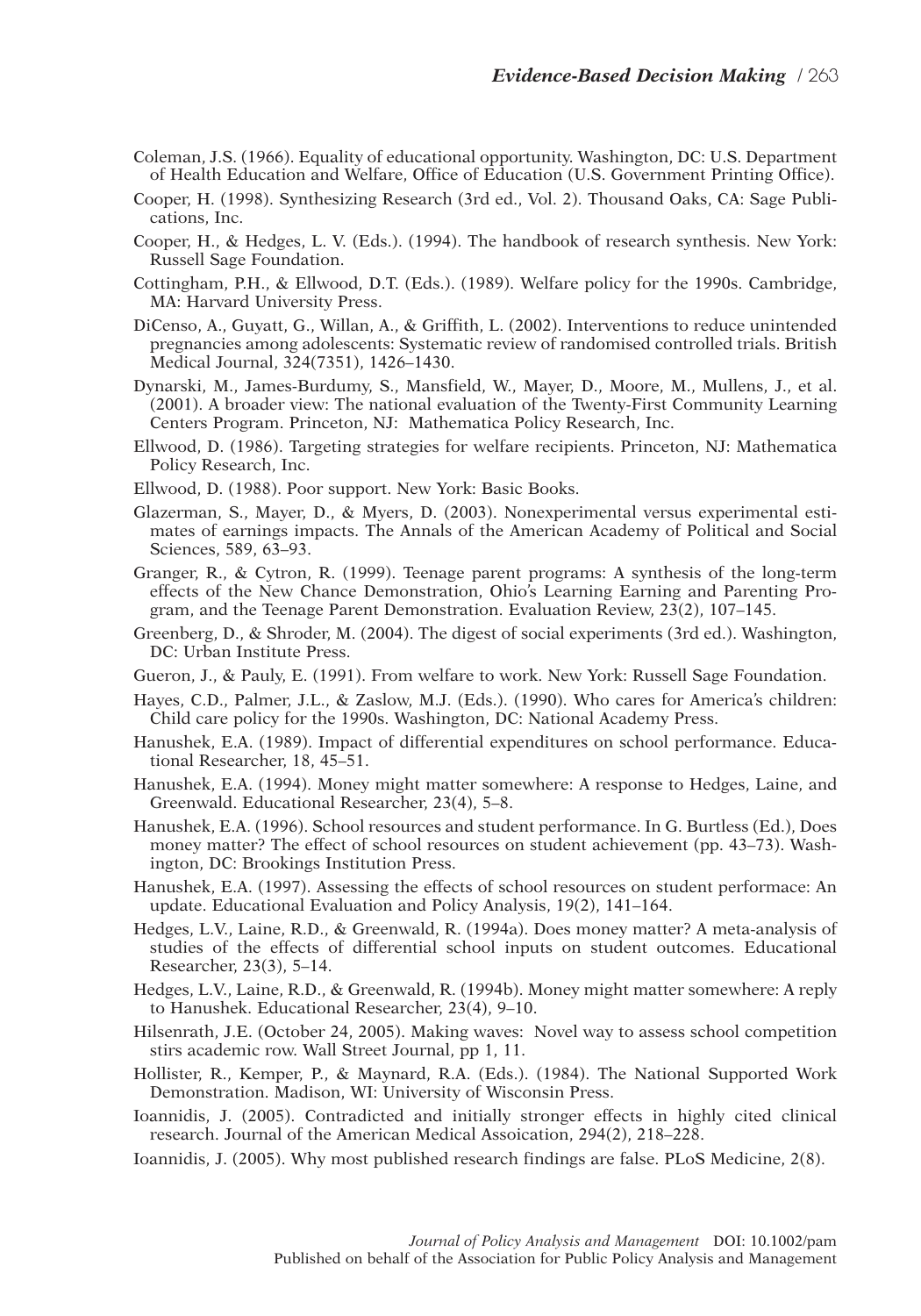Coleman, J.S. (1966). Equality of educational opportunity. Washington, DC: U.S. Department of Health Education and Welfare, Office of Education (U.S. Government Printing Office).

Cooper, H. (1998). Synthesizing Research (3rd ed., Vol. 2). Thousand Oaks, CA: Sage Publications, Inc.

Cooper, H., & Hedges, L. V. (Eds.). (1994). The handbook of research synthesis. New York: Russell Sage Foundation.

Cottingham, P.H., & Ellwood, D.T. (Eds.). (1989). Welfare policy for the 1990s. Cambridge, MA: Harvard University Press.

DiCenso, A., Guyatt, G., Willan, A., & Griffith, L. (2002). Interventions to reduce unintended pregnancies among adolescents: Systematic review of randomised controlled trials. British Medical Journal, 324(7351), 1426–1430.

Dynarski, M., James-Burdumy, S., Mansfield, W., Mayer, D., Moore, M., Mullens, J., et al. (2001). A broader view: The national evaluation of the Twenty-First Community Learning Centers Program. Princeton, NJ: Mathematica Policy Research, Inc.

Ellwood, D. (1986). Targeting strategies for welfare recipients. Princeton, NJ: Mathematica Policy Research, Inc.

Ellwood, D. (1988). Poor support. New York: Basic Books.

Glazerman, S., Mayer, D., & Myers, D. (2003). Nonexperimental versus experimental estimates of earnings impacts. The Annals of the American Academy of Political and Social Sciences, 589, 63–93.

Granger, R., & Cytron, R. (1999). Teenage parent programs: A synthesis of the long-term effects of the New Chance Demonstration, Ohio's Learning Earning and Parenting Program, and the Teenage Parent Demonstration. Evaluation Review, 23(2), 107–145.

Greenberg, D., & Shroder, M. (2004). The digest of social experiments (3rd ed.). Washington, DC: Urban Institute Press.

Gueron, J., & Pauly, E. (1991). From welfare to work. New York: Russell Sage Foundation.

Hayes, C.D., Palmer, J.L., & Zaslow, M.J. (Eds.). (1990). Who cares for America's children: Child care policy for the 1990s. Washington, DC: National Academy Press.

Hanushek, E.A. (1989). Impact of differential expenditures on school performance. Educational Researcher, 18, 45–51.

Hanushek, E.A. (1994). Money might matter somewhere: A response to Hedges, Laine, and Greenwald. Educational Researcher, 23(4), 5–8.

Hanushek, E.A. (1996). School resources and student performance. In G. Burtless (Ed.), Does money matter? The effect of school resources on student achievement (pp. 43–73). Washington, DC: Brookings Institution Press.

Hanushek, E.A. (1997). Assessing the effects of school resources on student performace: An update. Educational Evaluation and Policy Analysis, 19(2), 141–164.

Hedges, L.V., Laine, R.D., & Greenwald, R. (1994a). Does money matter? A meta-analysis of studies of the effects of differential school inputs on student outcomes. Educational Researcher, 23(3), 5–14.

Hedges, L.V., Laine, R.D., & Greenwald, R. (1994b). Money might matter somewhere: A reply to Hanushek. Educational Researcher, 23(4), 9–10.

Hilsenrath, J.E. (October 24, 2005). Making waves: Novel way to assess school competition stirs academic row. Wall Street Journal, pp 1, 11.

Hollister, R., Kemper, P., & Maynard, R.A. (Eds.). (1984). The National Supported Work Demonstration. Madison, WI: University of Wisconsin Press.

Ioannidis, J. (2005). Contradicted and initially stronger effects in highly cited clinical research. Journal of the American Medical Assoication, 294(2), 218–228.

Ioannidis, J. (2005). Why most published research findings are false. PLoS Medicine, 2(8).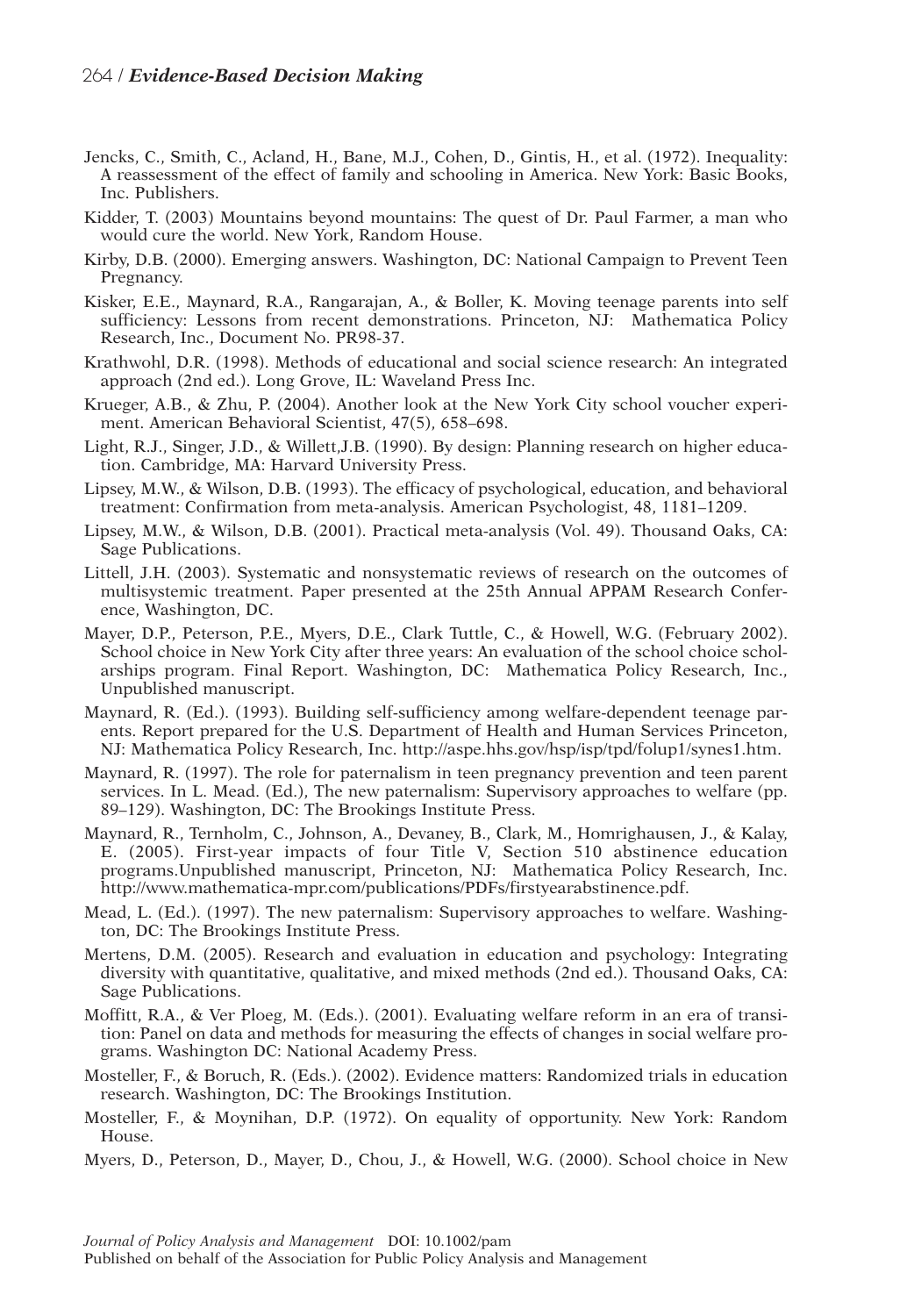Jencks, C., Smith, C., Acland, H., Bane, M.J., Cohen, D., Gintis, H., et al. (1972). Inequality: A reassessment of the effect of family and schooling in America. New York: Basic Books, Inc. Publishers.

Kidder, T. (2003) Mountains beyond mountains: The quest of Dr. Paul Farmer, a man who would cure the world. New York, Random House.

Kirby, D.B. (2000). Emerging answers. Washington, DC: National Campaign to Prevent Teen Pregnancy.

Kisker, E.E., Maynard, R.A., Rangarajan, A., & Boller, K. Moving teenage parents into self sufficiency: Lessons from recent demonstrations. Princeton, NJ: Mathematica Policy Research, Inc., Document No. PR98-37.

Krathwohl, D.R. (1998). Methods of educational and social science research: An integrated approach (2nd ed.). Long Grove, IL: Waveland Press Inc.

Krueger, A.B., & Zhu, P. (2004). Another look at the New York City school voucher experiment. American Behavioral Scientist, 47(5), 658–698.

Light, R.J., Singer, J.D., & Willett,J.B. (1990). By design: Planning research on higher education. Cambridge, MA: Harvard University Press.

Lipsey, M.W., & Wilson, D.B. (1993). The efficacy of psychological, education, and behavioral treatment: Confirmation from meta-analysis. American Psychologist, 48, 1181–1209.

Lipsey, M.W., & Wilson, D.B. (2001). Practical meta-analysis (Vol. 49). Thousand Oaks, CA: Sage Publications.

Littell, J.H. (2003). Systematic and nonsystematic reviews of research on the outcomes of multisystemic treatment. Paper presented at the 25th Annual APPAM Research Conference, Washington, DC.

Mayer, D.P., Peterson, P.E., Myers, D.E., Clark Tuttle, C., & Howell, W.G. (February 2002). School choice in New York City after three years: An evaluation of the school choice scholarships program. Final Report. Washington, DC: Mathematica Policy Research, Inc., Unpublished manuscript.

Maynard, R. (Ed.). (1993). Building self-sufficiency among welfare-dependent teenage parents. Report prepared for the U.S. Department of Health and Human Services Princeton, NJ: Mathematica Policy Research, Inc. http://aspe.hhs.gov/hsp/isp/tpd/folup1/synes1.htm.

Maynard, R. (1997). The role for paternalism in teen pregnancy prevention and teen parent services. In L. Mead. (Ed.), The new paternalism: Supervisory approaches to welfare (pp. 89–129). Washington, DC: The Brookings Institute Press.

Maynard, R., Ternholm, C., Johnson, A., Devaney, B., Clark, M., Homrighausen, J., & Kalay, E. (2005). First-year impacts of four Title V, Section 510 abstinence education programs.Unpublished manuscript, Princeton, NJ: Mathematica Policy Research, Inc. http://www.mathematica-mpr.com/publications/PDFs/firstyearabstinence.pdf.

Mead, L. (Ed.). (1997). The new paternalism: Supervisory approaches to welfare. Washington, DC: The Brookings Institute Press.

Mertens, D.M. (2005). Research and evaluation in education and psychology: Integrating diversity with quantitative, qualitative, and mixed methods (2nd ed.). Thousand Oaks, CA: Sage Publications.

Moffitt, R.A., & Ver Ploeg, M. (Eds.). (2001). Evaluating welfare reform in an era of transition: Panel on data and methods for measuring the effects of changes in social welfare programs. Washington DC: National Academy Press.

Mosteller, F., & Boruch, R. (Eds.). (2002). Evidence matters: Randomized trials in education research. Washington, DC: The Brookings Institution.

Mosteller, F., & Moynihan, D.P. (1972). On equality of opportunity. New York: Random House.

Myers, D., Peterson, D., Mayer, D., Chou, J., & Howell, W.G. (2000). School choice in New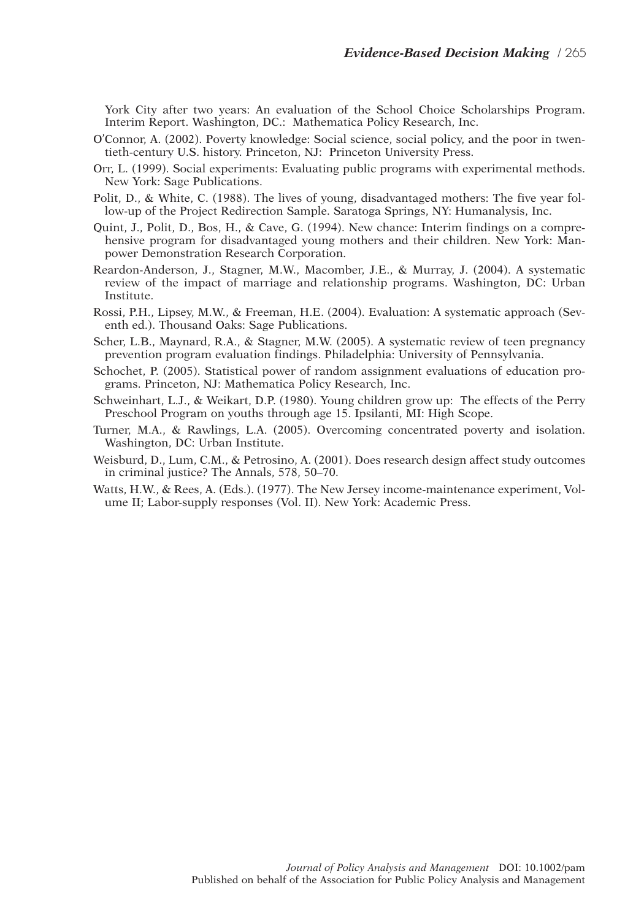York City after two years: An evaluation of the School Choice Scholarships Program. Interim Report. Washington, DC.: Mathematica Policy Research, Inc.

O'Connor, A. (2002). Poverty knowledge: Social science, social policy, and the poor in twentieth-century U.S. history. Princeton, NJ: Princeton University Press.

Orr, L. (1999). Social experiments: Evaluating public programs with experimental methods. New York: Sage Publications.

Polit, D., & White, C. (1988). The lives of young, disadvantaged mothers: The five year follow-up of the Project Redirection Sample. Saratoga Springs, NY: Humanalysis, Inc.

Quint, J., Polit, D., Bos, H., & Cave, G. (1994). New chance: Interim findings on a comprehensive program for disadvantaged young mothers and their children. New York: Manpower Demonstration Research Corporation.

Reardon-Anderson, J., Stagner, M.W., Macomber, J.E., & Murray, J. (2004). A systematic review of the impact of marriage and relationship programs. Washington, DC: Urban Institute.

Rossi, P.H., Lipsey, M.W., & Freeman, H.E. (2004). Evaluation: A systematic approach (Seventh ed.). Thousand Oaks: Sage Publications.

Scher, L.B., Maynard, R.A., & Stagner, M.W. (2005). A systematic review of teen pregnancy prevention program evaluation findings. Philadelphia: University of Pennsylvania.

Schochet, P. (2005). Statistical power of random assignment evaluations of education programs. Princeton, NJ: Mathematica Policy Research, Inc.

Schweinhart, L.J., & Weikart, D.P. (1980). Young children grow up: The effects of the Perry Preschool Program on youths through age 15. Ipsilanti, MI: High Scope.

Turner, M.A., & Rawlings, L.A. (2005). Overcoming concentrated poverty and isolation. Washington, DC: Urban Institute.

Weisburd, D., Lum, C.M., & Petrosino, A. (2001). Does research design affect study outcomes in criminal justice? The Annals, 578, 50–70.

Watts, H.W., & Rees, A. (Eds.). (1977). The New Jersey income-maintenance experiment, Volume II; Labor-supply responses (Vol. II). New York: Academic Press.